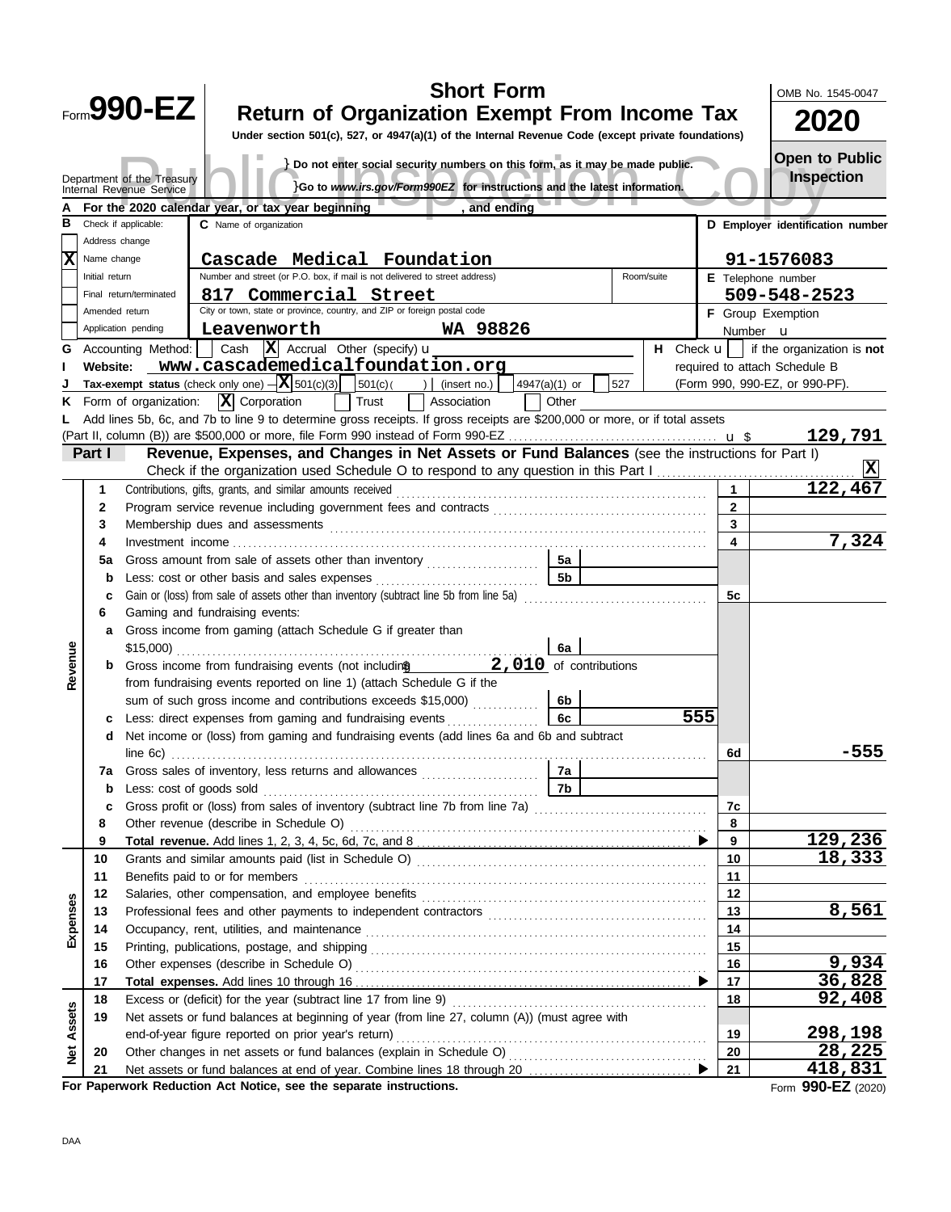Form **990-EZ**

Department of the Treasury
Internal Revenue Service

# Short Form
# Return of Organization Exempt From Income Tax

**Under section 501(c), 527, or 4947(a)(1) of the Internal Revenue Code (except private foundations)**

} **Do not enter social security numbers on this form, as it may be made public.**
} **Go to *www.irs.gov/Form990EZ* for instructions and the latest information.**

OMB No. 1545-0047

**2020**

**Open to Public Inspection**

Public Inspection Copy

**A** For the 2020 calendar year, or tax year beginning , and ending

**B** Check if applicable:
- Address change
- [X] Name change
- Initial return
- Final return/terminated
- Amended return
- Application pending

**C** Name of organization: **Cascade Medical Foundation**

Number and street (or P.O. box, if mail is not delivered to street address): **817 Commercial Street** Room/suite

City or town, state or province, country, and ZIP or foreign postal code: **Leavenworth WA 98826**

**D Employer identification number:** 91-1576083

**E** Telephone number: 509-548-2523

**F** Group Exemption Number u

**G** Accounting Method: [ ] Cash [X] Accrual Other (specify) u

**H** Check u [ ] if the organization is **not** required to attach Schedule B (Form 990, 990-EZ, or 990-PF).

**I Website:** www.cascademedicalfoundation.org

**J Tax-exempt status** (check only one) – [X] 501(c)(3) [ ] 501(c)( ) (insert no.) [ ] 4947(a)(1) or [ ] 527

**K** Form of organization: [X] Corporation [ ] Trust [ ] Association [ ] Other

**L** Add lines 5b, 6c, and 7b to line 9 to determine gross receipts. If gross receipts are $200,000 or more, or if total assets (Part II, column (B)) are $500,000 or more, file Form 990 instead of Form 990-EZ u $ **129,791**

## Part I — Revenue, Expenses, and Changes in Net Assets or Fund Balances (see the instructions for Part I)

Check if the organization used Schedule O to respond to any question in this Part I [X]

| Section | Line | Description | Sub-line | Sub-amount | Line | Amount |
|---|---|---|---|---|---|---|
| Revenue | 1 | Contributions, gifts, grants, and similar amounts received | | | 1 | 122,467 |
| | 2 | Program service revenue including government fees and contracts | | | 2 | |
| | 3 | Membership dues and assessments | | | 3 | |
| | 4 | Investment income | | | 4 | 7,324 |
| | 5a | Gross amount from sale of assets other than inventory | 5a | | | |
| | b | Less: cost or other basis and sales expenses | 5b | | | |
| | c | Gain or (loss) from sale of assets other than inventory (subtract line 5b from line 5a) | | | 5c | |
| | 6 | Gaming and fundraising events: | | | | |
| | a | Gross income from gaming (attach Schedule G if greater than $15,000) | 6a | | | |
| | b | Gross income from fundraising events (not including $ 2,010 of contributions from fundraising events reported on line 1) (attach Schedule G if the sum of such gross income and contributions exceeds $15,000) | 6b | | | |
| | c | Less: direct expenses from gaming and fundraising events | 6c | 555 | | |
| | d | Net income or (loss) from gaming and fundraising events (add lines 6a and 6b and subtract line 6c) | | | 6d | -555 |
| | 7a | Gross sales of inventory, less returns and allowances | 7a | | | |
| | b | Less: cost of goods sold | 7b | | | |
| | c | Gross profit or (loss) from sales of inventory (subtract line 7b from line 7a) | | | 7c | |
| | 8 | Other revenue (describe in Schedule O) | | | 8 | |
| | 9 | **Total revenue.** Add lines 1, 2, 3, 4, 5c, 6d, 7c, and 8 | | | 9 | 129,236 |
| Expenses | 10 | Grants and similar amounts paid (list in Schedule O) | | | 10 | 18,333 |
| | 11 | Benefits paid to or for members | | | 11 | |
| | 12 | Salaries, other compensation, and employee benefits | | | 12 | |
| | 13 | Professional fees and other payments to independent contractors | | | 13 | 8,561 |
| | 14 | Occupancy, rent, utilities, and maintenance | | | 14 | |
| | 15 | Printing, publications, postage, and shipping | | | 15 | |
| | 16 | Other expenses (describe in Schedule O) | | | 16 | 9,934 |
| | 17 | **Total expenses.** Add lines 10 through 16 | | | 17 | 36,828 |
| Net Assets | 18 | Excess or (deficit) for the year (subtract line 17 from line 9) | | | 18 | 92,408 |
| | 19 | Net assets or fund balances at beginning of year (from line 27, column (A)) (must agree with end-of-year figure reported on prior year's return) | | | 19 | 298,198 |
| | 20 | Other changes in net assets or fund balances (explain in Schedule O) | | | 20 | 28,225 |
| | 21 | Net assets or fund balances at end of year. Combine lines 18 through 20 | | | 21 | 418,831 |

**For Paperwork Reduction Act Notice, see the separate instructions.**

Form **990-EZ** (2020)

DAA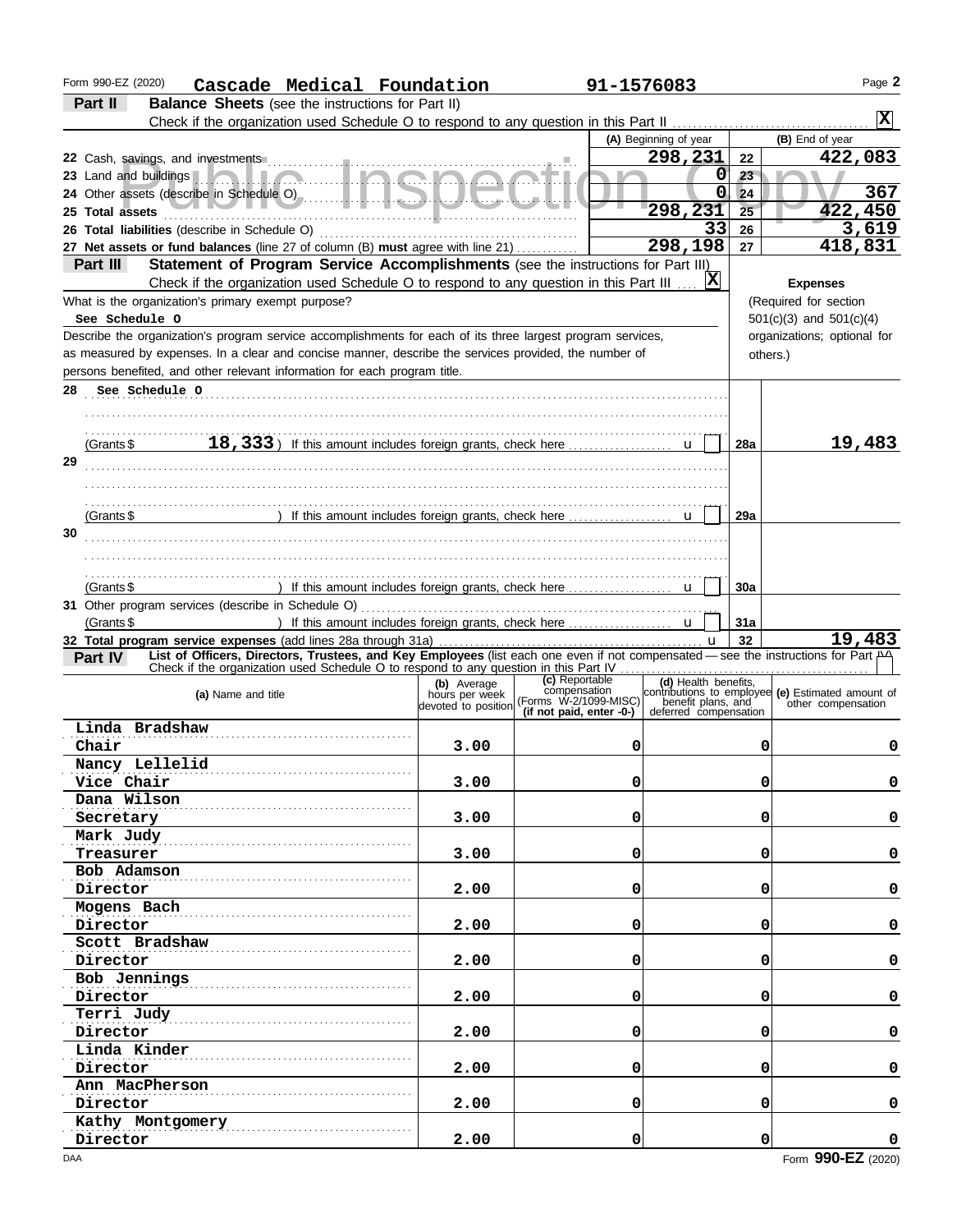Form 990-EZ (2020) **Cascade Medical Foundation** **91-1576083** Page **2**

## Part II Balance Sheets (see the instructions for Part II)

Check if the organization used Schedule O to respond to any question in this Part II ..... [X]

| | (A) Beginning of year | | (B) End of year |
|---|---|---|---|
| 22 Cash, savings, and investments | 298,231 | 22 | 422,083 |
| 23 Land and buildings | 0 | 23 | |
| 24 Other assets (describe in Schedule O) | 0 | 24 | 367 |
| 25 Total assets | 298,231 | 25 | 422,450 |
| 26 Total liabilities (describe in Schedule O) | 33 | 26 | 3,619 |
| 27 Net assets or fund balances (line 27 of column (B) **must** agree with line 21) | 298,198 | 27 | 418,831 |

## Part III Statement of Program Service Accomplishments (see the instructions for Part III)

Check if the organization used Schedule O to respond to any question in this Part III ..... [X]

What is the organization's primary exempt purpose?
See Schedule O

Describe the organization's program service accomplishments for each of its three largest program services, as measured by expenses. In a clear and concise manner, describe the services provided, the number of persons benefited, and other relevant information for each program title.

**Expenses** (Required for section 501(c)(3) and 501(c)(4) organizations; optional for others.)

| | | | Expenses |
|---|---|---|---|
| 28 See Schedule O (Grants $ 18,333 ) If this amount includes foreign grants, check here [ ] | | 28a | 19,483 |
| 29 (Grants $ ) If this amount includes foreign grants, check here [ ] | | 29a | |
| 30 (Grants $ ) If this amount includes foreign grants, check here [ ] | | 30a | |
| 31 Other program services (describe in Schedule O) (Grants $ ) If this amount includes foreign grants, check here [ ] | | 31a | |
| 32 Total program service expenses (add lines 28a through 31a) | | 32 | 19,483 |

## Part IV List of Officers, Directors, Trustees, and Key Employees (list each one even if not compensated — see the instructions for Part IV)

Check if the organization used Schedule O to respond to any question in this Part IV ..... [ ]

| (a) Name and title | (b) Average hours per week devoted to position | (c) Reportable compensation (Forms W-2/1099-MISC) (if not paid, enter -0-) | (d) Health benefits, contributions to employee benefit plans, and deferred compensation | (e) Estimated amount of other compensation |
|---|---|---|---|---|
| Linda Bradshaw<br>Chair | 3.00 | 0 | 0 | 0 |
| Nancy Lellelid<br>Vice Chair | 3.00 | 0 | 0 | 0 |
| Dana Wilson<br>Secretary | 3.00 | 0 | 0 | 0 |
| Mark Judy<br>Treasurer | 3.00 | 0 | 0 | 0 |
| Bob Adamson<br>Director | 2.00 | 0 | 0 | 0 |
| Mogens Bach<br>Director | 2.00 | 0 | 0 | 0 |
| Scott Bradshaw<br>Director | 2.00 | 0 | 0 | 0 |
| Bob Jennings<br>Director | 2.00 | 0 | 0 | 0 |
| Terri Judy<br>Director | 2.00 | 0 | 0 | 0 |
| Linda Kinder<br>Director | 2.00 | 0 | 0 | 0 |
| Ann MacPherson<br>Director | 2.00 | 0 | 0 | 0 |
| Kathy Montgomery<br>Director | 2.00 | 0 | 0 | 0 |

DAA Form **990-EZ** (2020)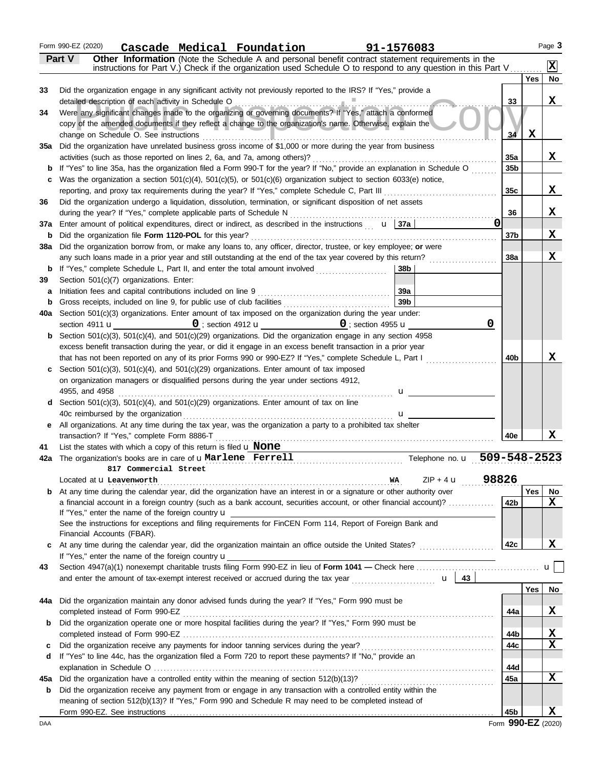Form 990-EZ (2020) **Cascade Medical Foundation** **91-1576083** Page 3

## Part V Other Information

(Note the Schedule A and personal benefit contract statement requirements in the instructions for Part V.) Check if the organization used Schedule O to respond to any question in this Part V . . . . . . . [X]

| | | | Yes | No |
|---|---|---|---|---|
| 33 | Did the organization engage in any significant activity not previously reported to the IRS? If "Yes," provide a detailed description of each activity in Schedule O | 33 | | X |
| 34 | Were any significant changes made to the organizing or governing documents? If "Yes," attach a conformed copy of the amended documents if they reflect a change to the organization's name. Otherwise, explain the change on Schedule O. See instructions | 34 | X | |
| 35a | Did the organization have unrelated business gross income of $1,000 or more during the year from business activities (such as those reported on lines 2, 6a, and 7a, among others)? | 35a | | X |
| b | If "Yes" to line 35a, has the organization filed a Form 990-T for the year? If "No," provide an explanation in Schedule O | 35b | | |
| c | Was the organization a section 501(c)(4), 501(c)(5), or 501(c)(6) organization subject to section 6033(e) notice, reporting, and proxy tax requirements during the year? If "Yes," complete Schedule C, Part III | 35c | | X |
| 36 | Did the organization undergo a liquidation, dissolution, termination, or significant disposition of net assets during the year? If "Yes," complete applicable parts of Schedule N | 36 | | X |
| 37a | Enter amount of political expenditures, direct or indirect, as described in the instructions u 37a 0 | | | |
| b | Did the organization file **Form 1120-POL** for this year? | 37b | | X |
| 38a | Did the organization borrow from, or make any loans to, any officer, director, trustee, or key employee; **or** were any such loans made in a prior year and still outstanding at the end of the tax year covered by this return? | 38a | | X |
| b | If "Yes," complete Schedule L, Part II, and enter the total amount involved 38b | | | |
| 39 | Section 501(c)(7) organizations. Enter: | | | |
| a | Initiation fees and capital contributions included on line 9 39a | | | |
| b | Gross receipts, included on line 9, for public use of club facilities 39b | | | |
| 40a | Section 501(c)(3) organizations. Enter amount of tax imposed on the organization during the year under: section 4911 u 0 ; section 4912 u 0 ; section 4955 u 0 | | | |
| b | Section 501(c)(3), 501(c)(4), and 501(c)(29) organizations. Did the organization engage in any section 4958 excess benefit transaction during the year, or did it engage in an excess benefit transaction in a prior year that has not been reported on any of its prior Forms 990 or 990-EZ? If "Yes," complete Schedule L, Part I | 40b | | X |
| c | Section 501(c)(3), 501(c)(4), and 501(c)(29) organizations. Enter amount of tax imposed on organization managers or disqualified persons during the year under sections 4912, 4955, and 4958 u | | | |
| d | Section 501(c)(3), 501(c)(4), and 501(c)(29) organizations. Enter amount of tax on line 40c reimbursed by the organization u | | | |
| e | All organizations. At any time during the tax year, was the organization a party to a prohibited tax shelter transaction? If "Yes," complete Form 8886-T | 40e | | X |

41 List the states with which a copy of this return is filed u **None**

42a The organization's books are in care of u **Marlene Ferrell** Telephone no. u **509-548-2523**

**817 Commercial Street**

Located at u **Leavenworth** **WA** ZIP + 4 u **98826**

| | | | Yes | No |
|---|---|---|---|---|
| b | At any time during the calendar year, did the organization have an interest in or a signature or other authority over a financial account in a foreign country (such as a bank account, securities account, or other financial account)? If "Yes," enter the name of the foreign country u See the instructions for exceptions and filing requirements for FinCEN Form 114, Report of Foreign Bank and Financial Accounts (FBAR). | 42b | | X |
| c | At any time during the calendar year, did the organization maintain an office outside the United States? If "Yes," enter the name of the foreign country u | 42c | | X |

43 Section 4947(a)(1) nonexempt charitable trusts filing Form 990-EZ in lieu of **Form 1041 —** Check here . . . u [ ] and enter the amount of tax-exempt interest received or accrued during the tax year u 43

| | | | Yes | No |
|---|---|---|---|---|
| 44a | Did the organization maintain any donor advised funds during the year? If "Yes," Form 990 must be completed instead of Form 990-EZ | 44a | | X |
| b | Did the organization operate one or more hospital facilities during the year? If "Yes," Form 990 must be completed instead of Form 990-EZ | 44b | | X |
| c | Did the organization receive any payments for indoor tanning services during the year? | 44c | | X |
| d | If "Yes" to line 44c, has the organization filed a Form 720 to report these payments? If "No," provide an explanation in Schedule O | 44d | | |
| 45a | Did the organization have a controlled entity within the meaning of section 512(b)(13)? | 45a | | X |
| b | Did the organization receive any payment from or engage in any transaction with a controlled entity within the meaning of section 512(b)(13)? If "Yes," Form 990 and Schedule R may need to be completed instead of Form 990-EZ. See instructions | 45b | | X |

DAA Form **990-EZ** (2020)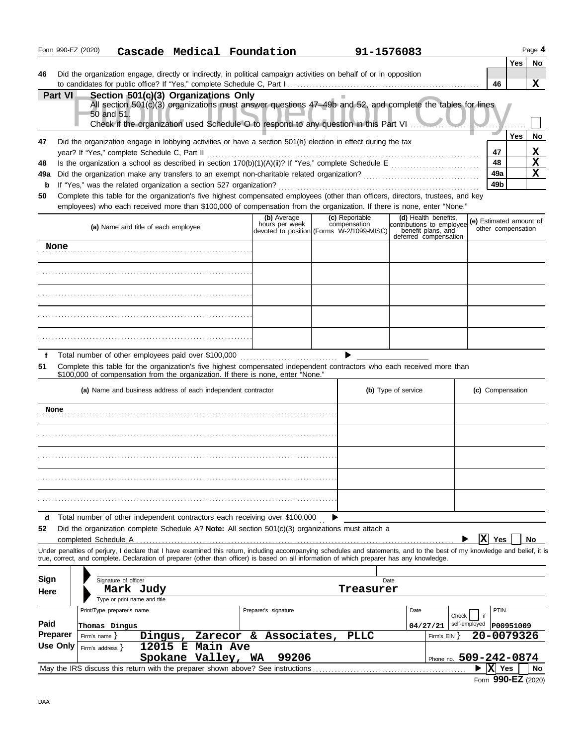Form 990-EZ (2020) **Cascade Medical Foundation** **91-1576083** Page **4**

| | | | Yes | No |
|---|---|---|---|---|
| **46** | Did the organization engage, directly or indirectly, in political campaign activities on behalf of or in opposition to candidates for public office? If "Yes," complete Schedule C, Part I | **46** | | **X** |

**Part VI** **Section 501(c)(3) Organizations Only**

All section 501(c)(3) organizations must answer questions 47–49b and 52, and complete the tables for lines 50 and 51.

Check if the organization used Schedule O to respond to any question in this Part VI ☐

Public Inspection Copy

| | | | Yes | No |
|---|---|---|---|---|
| **47** | Did the organization engage in lobbying activities or have a section 501(h) election in effect during the tax year? If "Yes," complete Schedule C, Part II | **47** | | **X** |
| **48** | Is the organization a school as described in section 170(b)(1)(A)(ii)? If "Yes," complete Schedule E | **48** | | **X** |
| **49a** | Did the organization make any transfers to an exempt non-charitable related organization? | **49a** | | **X** |
| **b** | If "Yes," was the related organization a section 527 organization? | **49b** | | |

**50** Complete this table for the organization's five highest compensated employees (other than officers, directors, trustees, and key employees) who each received more than $100,000 of compensation from the organization. If there is none, enter "None."

| (a) Name and title of each employee | (b) Average hours per week devoted to position | (c) Reportable compensation (Forms W-2/1099-MISC) | (d) Health benefits, contributions to employee benefit plans, and deferred compensation | (e) Estimated amount of other compensation |
|---|---|---|---|---|
| **None** | | | | |
| | | | | |
| | | | | |
| | | | | |
| | | | | |

**f** Total number of other employees paid over $100,000 ▶

**51** Complete this table for the organization's five highest compensated independent contractors who each received more than $100,000 of compensation from the organization. If there is none, enter "None."

| (a) Name and business address of each independent contractor | (b) Type of service | (c) Compensation |
|---|---|---|
| **None** | | |
| | | |
| | | |
| | | |
| | | |

**d** Total number of other independent contractors each receiving over $100,000 ▶

**52** Did the organization complete Schedule A? **Note:** All section 501(c)(3) organizations must attach a completed Schedule A ▶ ☒ Yes ☐ No

Under penalties of perjury, I declare that I have examined this return, including accompanying schedules and statements, and to the best of my knowledge and belief, it is true, correct, and complete. Declaration of preparer (other than officer) is based on all information of which preparer has any knowledge.

**Sign Here**

Signature of officer | Date

**Mark Judy** **Treasurer**

Type or print name and title

**Paid Preparer Use Only**

| Print/Type preparer's name | Preparer's signature | Date | Check ☐ if self-employed | PTIN |
|---|---|---|---|---|
| **Thomas Dingus** | | **04/27/21** | | **P00951009** |

Firm's name } **Dingus, Zarecor & Associates, PLLC** Firm's EIN } **20-0079326**

Firm's address } **12015 E Main Ave, Spokane Valley, WA 99206** Phone no. **509-242-0874**

May the IRS discuss this return with the preparer shown above? See instructions ▶ ☒ Yes ☐ No

Form **990-EZ** (2020)

DAA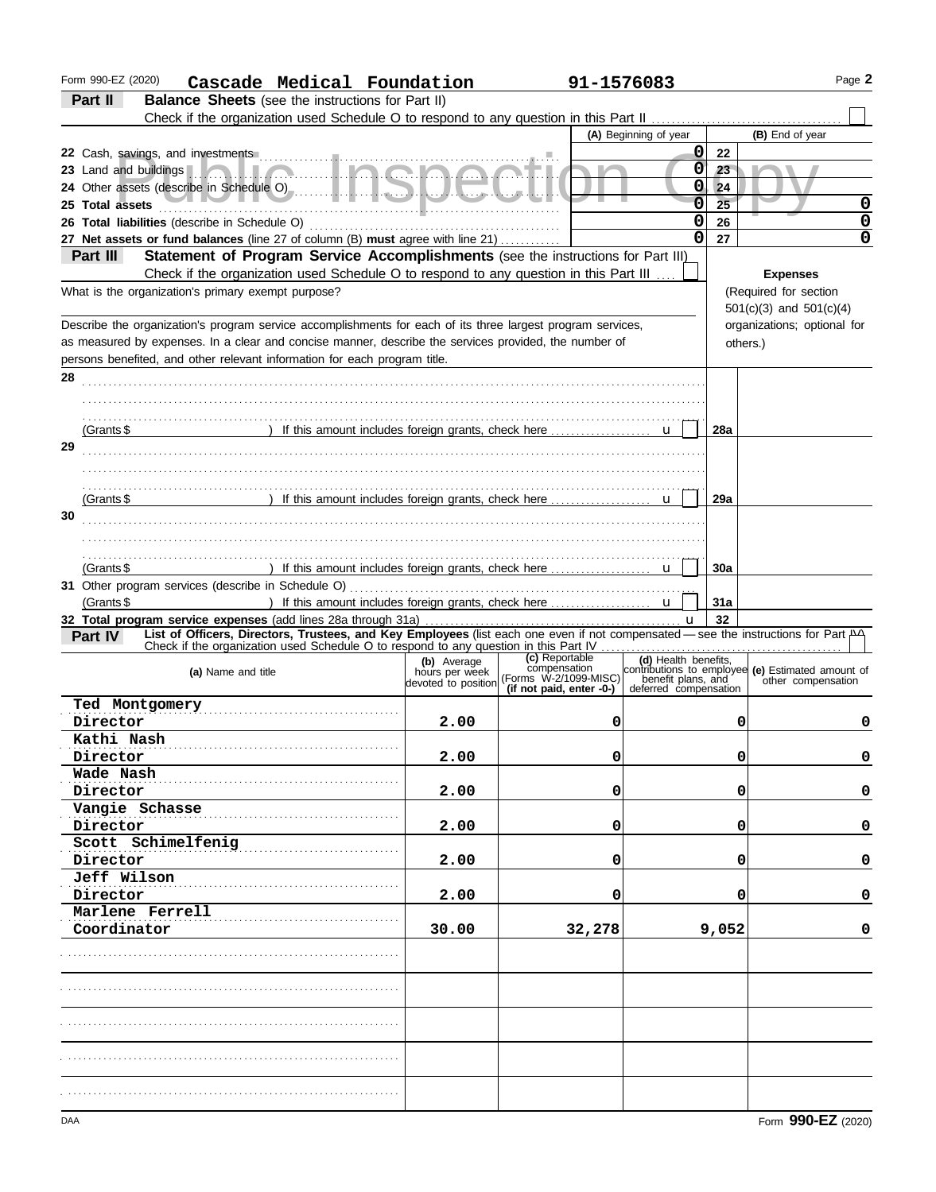Form 990-EZ (2020) **Cascade Medical Foundation** **91-1576083** Page **2**

## Part II Balance Sheets (see the instructions for Part II)

Check if the organization used Schedule O to respond to any question in this Part II ☐

| | (A) Beginning of year | | (B) End of year |
|---|---|---|---|
| 22 Cash, savings, and investments | 0 | 22 | |
| 23 Land and buildings | 0 | 23 | |
| 24 Other assets (describe in Schedule O) | 0 | 24 | |
| 25 **Total assets** | 0 | 25 | 0 |
| 26 **Total liabilities** (describe in Schedule O) | 0 | 26 | 0 |
| 27 **Net assets or fund balances** (line 27 of column (B) **must** agree with line 21) | 0 | 27 | 0 |

Public Inspection Copy

## Part III Statement of Program Service Accomplishments (see the instructions for Part III)

Check if the organization used Schedule O to respond to any question in this Part III ☐

What is the organization's primary exempt purpose?

Describe the organization's program service accomplishments for each of its three largest program services, as measured by expenses. In a clear and concise manner, describe the services provided, the number of persons benefited, and other relevant information for each program title.

**Expenses** (Required for section 501(c)(3) and 501(c)(4) organizations; optional for others.)

| | | |
|---|---|---|
| 28 | | |
| (Grants $ ) If this amount includes foreign grants, check here ☐ | 28a | |
| 29 | | |
| (Grants $ ) If this amount includes foreign grants, check here ☐ | 29a | |
| 30 | | |
| (Grants $ ) If this amount includes foreign grants, check here ☐ | 30a | |
| 31 Other program services (describe in Schedule O) (Grants $ ) If this amount includes foreign grants, check here ☐ | 31a | |
| 32 **Total program service expenses** (add lines 28a through 31a) | 32 | |

## Part IV List of Officers, Directors, Trustees, and Key Employees (list each one even if not compensated — see the instructions for Part IV)

Check if the organization used Schedule O to respond to any question in this Part IV ☐

| (a) Name and title | (b) Average hours per week devoted to position | (c) Reportable compensation (Forms W-2/1099-MISC) (if not paid, enter -0-) | (d) Health benefits, contributions to employee benefit plans, and deferred compensation | (e) Estimated amount of other compensation |
|---|---|---|---|---|
| Ted Montgomery<br>Director | 2.00 | 0 | 0 | 0 |
| Kathi Nash<br>Director | 2.00 | 0 | 0 | 0 |
| Wade Nash<br>Director | 2.00 | 0 | 0 | 0 |
| Vangie Schasse<br>Director | 2.00 | 0 | 0 | 0 |
| Scott Schimelfenig<br>Director | 2.00 | 0 | 0 | 0 |
| Jeff Wilson<br>Director | 2.00 | 0 | 0 | 0 |
| Marlene Ferrell<br>Coordinator | 30.00 | 32,278 | 9,052 | 0 |
| | | | | |
| | | | | |
| | | | | |
| | | | | |
| | | | | |

DAA Form **990-EZ** (2020)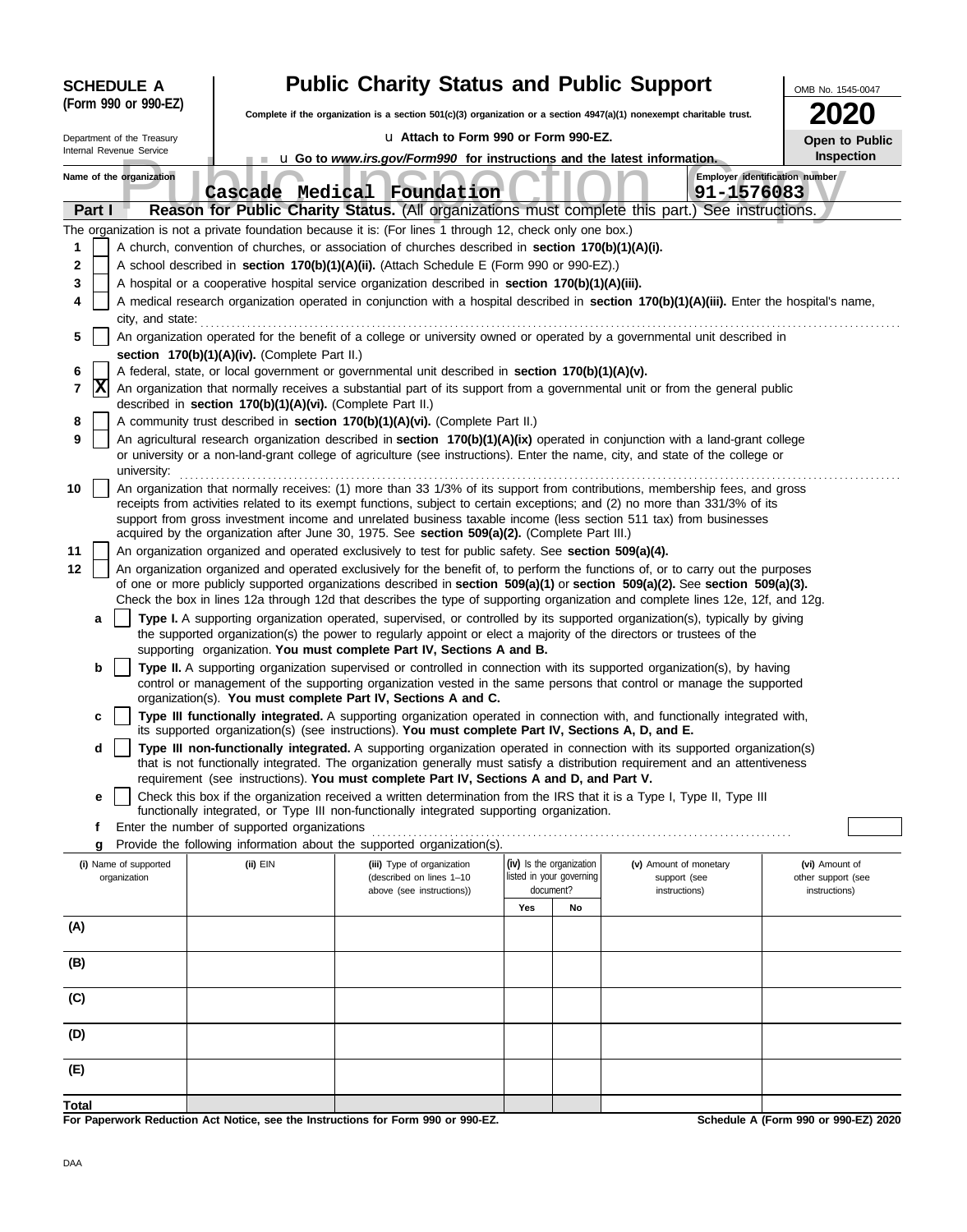**SCHEDULE A**
**(Form 990 or 990-EZ)**

Department of the Treasury
Internal Revenue Service

# Public Charity Status and Public Support

**Complete if the organization is a section 501(c)(3) organization or a section 4947(a)(1) nonexempt charitable trust.**

u Attach to Form 990 or Form 990-EZ.

u Go to *www.irs.gov/Form990* for instructions and the latest information.

OMB No. 1545-0047

**2020**

**Open to Public Inspection**

Name of the organization: **Cascade Medical Foundation**

Employer identification number: **91-1576083**

**Part I** **Reason for Public Charity Status.** (All organizations must complete this part.) See instructions.

The organization is not a private foundation because it is: (For lines 1 through 12, check only one box.)

1 [ ] A church, convention of churches, or association of churches described in **section 170(b)(1)(A)(i).**

2 [ ] A school described in **section 170(b)(1)(A)(ii).** (Attach Schedule E (Form 990 or 990-EZ).)

3 [ ] A hospital or a cooperative hospital service organization described in **section 170(b)(1)(A)(iii).**

4 [ ] A medical research organization operated in conjunction with a hospital described in **section 170(b)(1)(A)(iii).** Enter the hospital's name, city, and state:

5 [ ] An organization operated for the benefit of a college or university owned or operated by a governmental unit described in **section 170(b)(1)(A)(iv).** (Complete Part II.)

6 [ ] A federal, state, or local government or governmental unit described in **section 170(b)(1)(A)(v).**

7 [X] An organization that normally receives a substantial part of its support from a governmental unit or from the general public described in **section 170(b)(1)(A)(vi).** (Complete Part II.)

8 [ ] A community trust described in **section 170(b)(1)(A)(vi).** (Complete Part II.)

9 [ ] An agricultural research organization described in **section 170(b)(1)(A)(ix)** operated in conjunction with a land-grant college or university or a non-land-grant college of agriculture (see instructions). Enter the name, city, and state of the college or university:

10 [ ] An organization that normally receives: (1) more than 33 1/3% of its support from contributions, membership fees, and gross receipts from activities related to its exempt functions, subject to certain exceptions; and (2) no more than 331/3% of its support from gross investment income and unrelated business taxable income (less section 511 tax) from businesses acquired by the organization after June 30, 1975. See **section 509(a)(2).** (Complete Part III.)

11 [ ] An organization organized and operated exclusively to test for public safety. See **section 509(a)(4).**

12 [ ] An organization organized and operated exclusively for the benefit of, to perform the functions of, or to carry out the purposes of one or more publicly supported organizations described in **section 509(a)(1)** or **section 509(a)(2).** See **section 509(a)(3).** Check the box in lines 12a through 12d that describes the type of supporting organization and complete lines 12e, 12f, and 12g.

a [ ] **Type I.** A supporting organization operated, supervised, or controlled by its supported organization(s), typically by giving the supported organization(s) the power to regularly appoint or elect a majority of the directors or trustees of the supporting organization. **You must complete Part IV, Sections A and B.**

b [ ] **Type II.** A supporting organization supervised or controlled in connection with its supported organization(s), by having control or management of the supporting organization vested in the same persons that control or manage the supported organization(s). **You must complete Part IV, Sections A and C.**

c [ ] **Type III functionally integrated.** A supporting organization operated in connection with, and functionally integrated with, its supported organization(s) (see instructions). **You must complete Part IV, Sections A, D, and E.**

d [ ] **Type III non-functionally integrated.** A supporting organization operated in connection with its supported organization(s) that is not functionally integrated. The organization generally must satisfy a distribution requirement and an attentiveness requirement (see instructions). **You must complete Part IV, Sections A and D, and Part V.**

e [ ] Check this box if the organization received a written determination from the IRS that it is a Type I, Type II, Type III functionally integrated, or Type III non-functionally integrated supporting organization.

f Enter the number of supported organizations

g Provide the following information about the supported organization(s).

| (i) Name of supported organization | (ii) EIN | (iii) Type of organization (described on lines 1–10 above (see instructions)) | (iv) Is the organization listed in your governing document? Yes | No | (v) Amount of monetary support (see instructions) | (vi) Amount of other support (see instructions) |
|---|---|---|---|---|---|---|
| (A) | | | | | | |
| (B) | | | | | | |
| (C) | | | | | | |
| (D) | | | | | | |
| (E) | | | | | | |
| Total | | | | | | |

**For Paperwork Reduction Act Notice, see the Instructions for Form 990 or 990-EZ.**

**Schedule A (Form 990 or 990-EZ) 2020**

DAA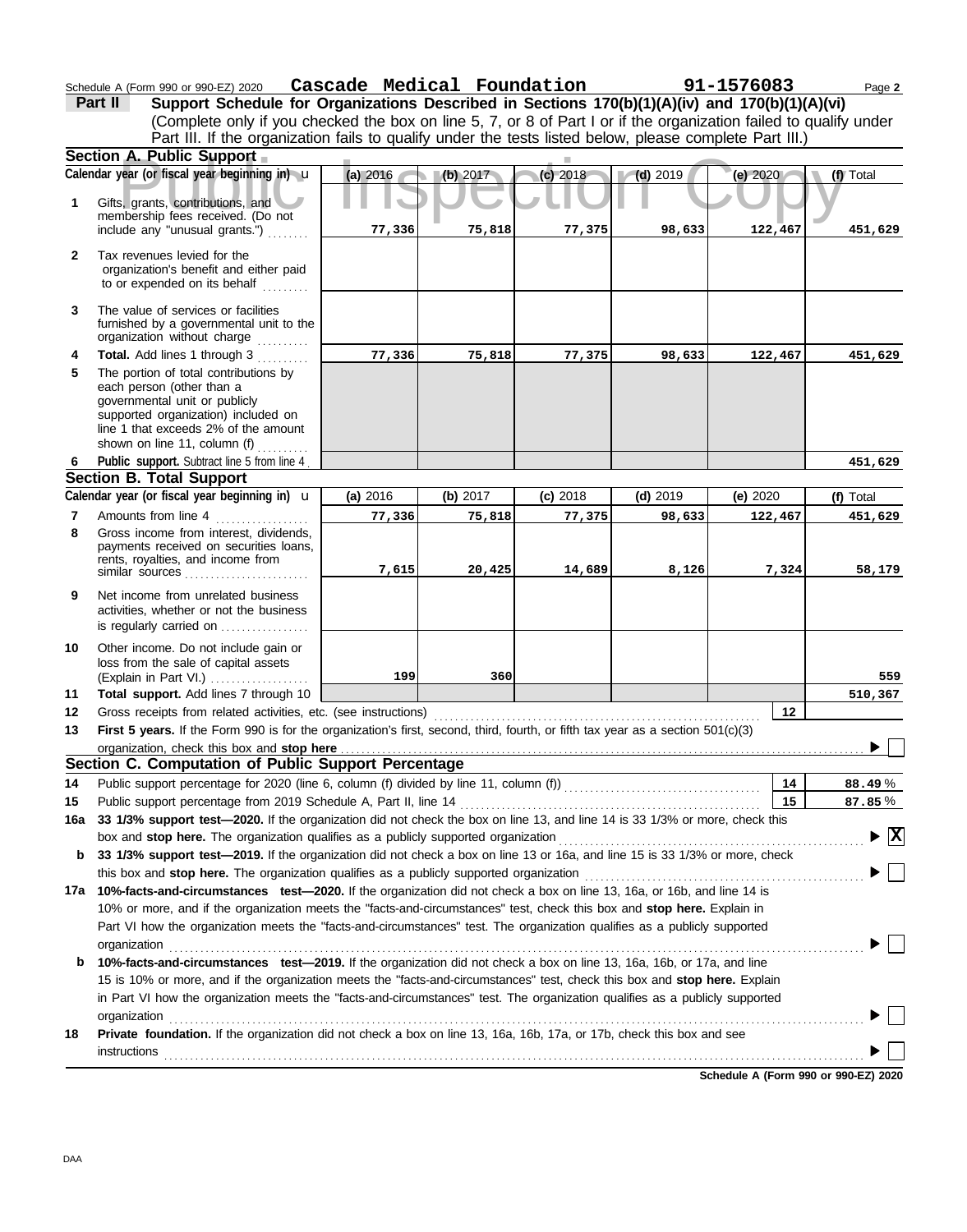Schedule A (Form 990 or 990-EZ) 2020 **Cascade Medical Foundation** **91-1576083** Page **2**

**Part II** **Support Schedule for Organizations Described in Sections 170(b)(1)(A)(iv) and 170(b)(1)(A)(vi)**
(Complete only if you checked the box on line 5, 7, or 8 of Part I or if the organization failed to qualify under Part III. If the organization fails to qualify under the tests listed below, please complete Part III.)

Public Inspection Copy

## Section A. Public Support

| Calendar year (or fiscal year beginning in) | (a) 2016 | (b) 2017 | (c) 2018 | (d) 2019 | (e) 2020 | (f) Total |
|---|---|---|---|---|---|---|
| **1** Gifts, grants, contributions, and membership fees received. (Do not include any "unusual grants.") | 77,336 | 75,818 | 77,375 | 98,633 | 122,467 | 451,629 |
| **2** Tax revenues levied for the organization's benefit and either paid to or expended on its behalf | | | | | | |
| **3** The value of services or facilities furnished by a governmental unit to the organization without charge | | | | | | |
| **4** **Total.** Add lines 1 through 3 | 77,336 | 75,818 | 77,375 | 98,633 | 122,467 | 451,629 |
| **5** The portion of total contributions by each person (other than a governmental unit or publicly supported organization) included on line 1 that exceeds 2% of the amount shown on line 11, column (f) | | | | | | |
| **6** **Public support.** Subtract line 5 from line 4 | | | | | | 451,629 |

## Section B. Total Support

| Calendar year (or fiscal year beginning in) | (a) 2016 | (b) 2017 | (c) 2018 | (d) 2019 | (e) 2020 | (f) Total |
|---|---|---|---|---|---|---|
| **7** Amounts from line 4 | 77,336 | 75,818 | 77,375 | 98,633 | 122,467 | 451,629 |
| **8** Gross income from interest, dividends, payments received on securities loans, rents, royalties, and income from similar sources | 7,615 | 20,425 | 14,689 | 8,126 | 7,324 | 58,179 |
| **9** Net income from unrelated business activities, whether or not the business is regularly carried on | | | | | | |
| **10** Other income. Do not include gain or loss from the sale of capital assets (Explain in Part VI.) | 199 | 360 | | | | 559 |
| **11** **Total support.** Add lines 7 through 10 | | | | | | 510,367 |

**12** Gross receipts from related activities, etc. (see instructions) ..... **12**

**13** **First 5 years.** If the Form 990 is for the organization's first, second, third, fourth, or fifth tax year as a section 501(c)(3) organization, check this box and **stop here** ..... ☐

## Section C. Computation of Public Support Percentage

**14** Public support percentage for 2020 (line 6, column (f) divided by line 11, column (f)) ..... **14** 88.49 %

**15** Public support percentage from 2019 Schedule A, Part II, line 14 ..... **15** 87.85 %

**16a** **33 1/3% support test—2020.** If the organization did not check the box on line 13, and line 14 is 33 1/3% or more, check this box and **stop here.** The organization qualifies as a publicly supported organization ..... ☒

**b** **33 1/3% support test—2019.** If the organization did not check a box on line 13 or 16a, and line 15 is 33 1/3% or more, check this box and **stop here.** The organization qualifies as a publicly supported organization ..... ☐

**17a** **10%-facts-and-circumstances test—2020.** If the organization did not check a box on line 13, 16a, or 16b, and line 14 is 10% or more, and if the organization meets the "facts-and-circumstances" test, check this box and **stop here.** Explain in Part VI how the organization meets the "facts-and-circumstances" test. The organization qualifies as a publicly supported organization ..... ☐

**b** **10%-facts-and-circumstances test—2019.** If the organization did not check a box on line 13, 16a, 16b, or 17a, and line 15 is 10% or more, and if the organization meets the "facts-and-circumstances" test, check this box and **stop here.** Explain in Part VI how the organization meets the "facts-and-circumstances" test. The organization qualifies as a publicly supported organization ..... ☐

**18** **Private foundation.** If the organization did not check a box on line 13, 16a, 16b, 17a, or 17b, check this box and see instructions ..... ☐

**Schedule A (Form 990 or 990-EZ) 2020**

DAA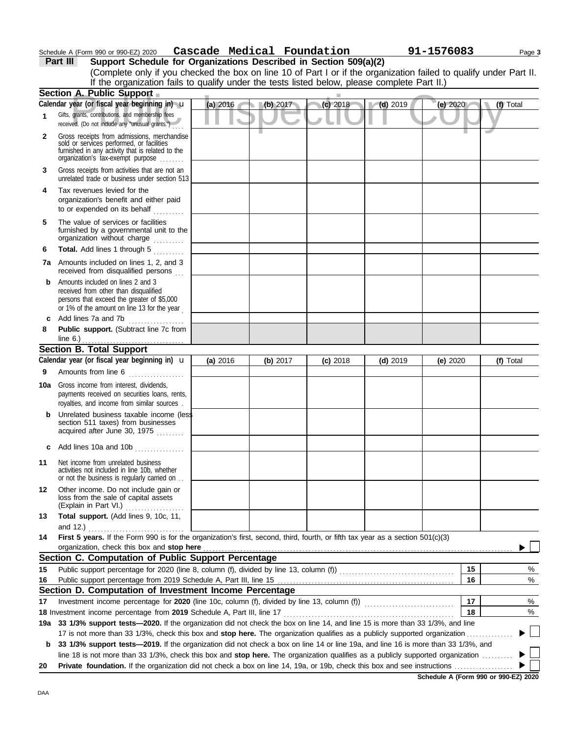Schedule A (Form 990 or 990-EZ) 2020 **Cascade Medical Foundation** **91-1576083**

**Part III** **Support Schedule for Organizations Described in Section 509(a)(2)**

(Complete only if you checked the box on line 10 of Part I or if the organization failed to qualify under Part II. If the organization fails to qualify under the tests listed below, please complete Part II.)

Public Inspection Copy

### Section A. Public Support

| Calendar year (or fiscal year beginning in) | (a) 2016 | (b) 2017 | (c) 2018 | (d) 2019 | (e) 2020 | (f) Total |
|---|---|---|---|---|---|---|
| **1** Gifts, grants, contributions, and membership fees received. (Do not include any "unusual grants.") | | | | | | |
| **2** Gross receipts from admissions, merchandise sold or services performed, or facilities furnished in any activity that is related to the organization's tax-exempt purpose | | | | | | |
| **3** Gross receipts from activities that are not an unrelated trade or business under section 513 | | | | | | |
| **4** Tax revenues levied for the organization's benefit and either paid to or expended on its behalf | | | | | | |
| **5** The value of services or facilities furnished by a governmental unit to the organization without charge | | | | | | |
| **6** **Total.** Add lines 1 through 5 | | | | | | |
| **7a** Amounts included on lines 1, 2, and 3 received from disqualified persons | | | | | | |
| **b** Amounts included on lines 2 and 3 received from other than disqualified persons that exceed the greater of $5,000 or 1% of the amount on line 13 for the year | | | | | | |
| **c** Add lines 7a and 7b | | | | | | |
| **8** **Public support.** (Subtract line 7c from line 6.) | | | | | | |

### Section B. Total Support

| Calendar year (or fiscal year beginning in) | (a) 2016 | (b) 2017 | (c) 2018 | (d) 2019 | (e) 2020 | (f) Total |
|---|---|---|---|---|---|---|
| **9** Amounts from line 6 | | | | | | |
| **10a** Gross income from interest, dividends, payments received on securities loans, rents, royalties, and income from similar sources | | | | | | |
| **b** Unrelated business taxable income (less section 511 taxes) from businesses acquired after June 30, 1975 | | | | | | |
| **c** Add lines 10a and 10b | | | | | | |
| **11** Net income from unrelated business activities not included in line 10b, whether or not the business is regularly carried on | | | | | | |
| **12** Other income. Do not include gain or loss from the sale of capital assets (Explain in Part VI.) | | | | | | |
| **13** **Total support.** (Add lines 9, 10c, 11, and 12.) | | | | | | |

**14** **First 5 years.** If the Form 990 is for the organization's first, second, third, fourth, or fifth tax year as a section 501(c)(3) organization, check this box and **stop here** ☐

### Section C. Computation of Public Support Percentage

| | | | |
|---|---|---|---|
| **15** | Public support percentage for 2020 (line 8, column (f), divided by line 13, column (f)) | 15 | % |
| **16** | Public support percentage from 2019 Schedule A, Part III, line 15 | 16 | % |

### Section D. Computation of Investment Income Percentage

| | | | |
|---|---|---|---|
| **17** | Investment income percentage for **2020** (line 10c, column (f), divided by line 13, column (f)) | 17 | % |
| **18** | Investment income percentage from **2019** Schedule A, Part III, line 17 | 18 | % |

**19a** **33 1/3% support tests—2020.** If the organization did not check the box on line 14, and line 15 is more than 33 1/3%, and line 17 is not more than 33 1/3%, check this box and **stop here.** The organization qualifies as a publicly supported organization ☐

**b** **33 1/3% support tests—2019.** If the organization did not check a box on line 14 or line 19a, and line 16 is more than 33 1/3%, and line 18 is not more than 33 1/3%, check this box and **stop here.** The organization qualifies as a publicly supported organization ☐

**20** **Private foundation.** If the organization did not check a box on line 14, 19a, or 19b, check this box and see instructions ☐

**Schedule A (Form 990 or 990-EZ) 2020**

DAA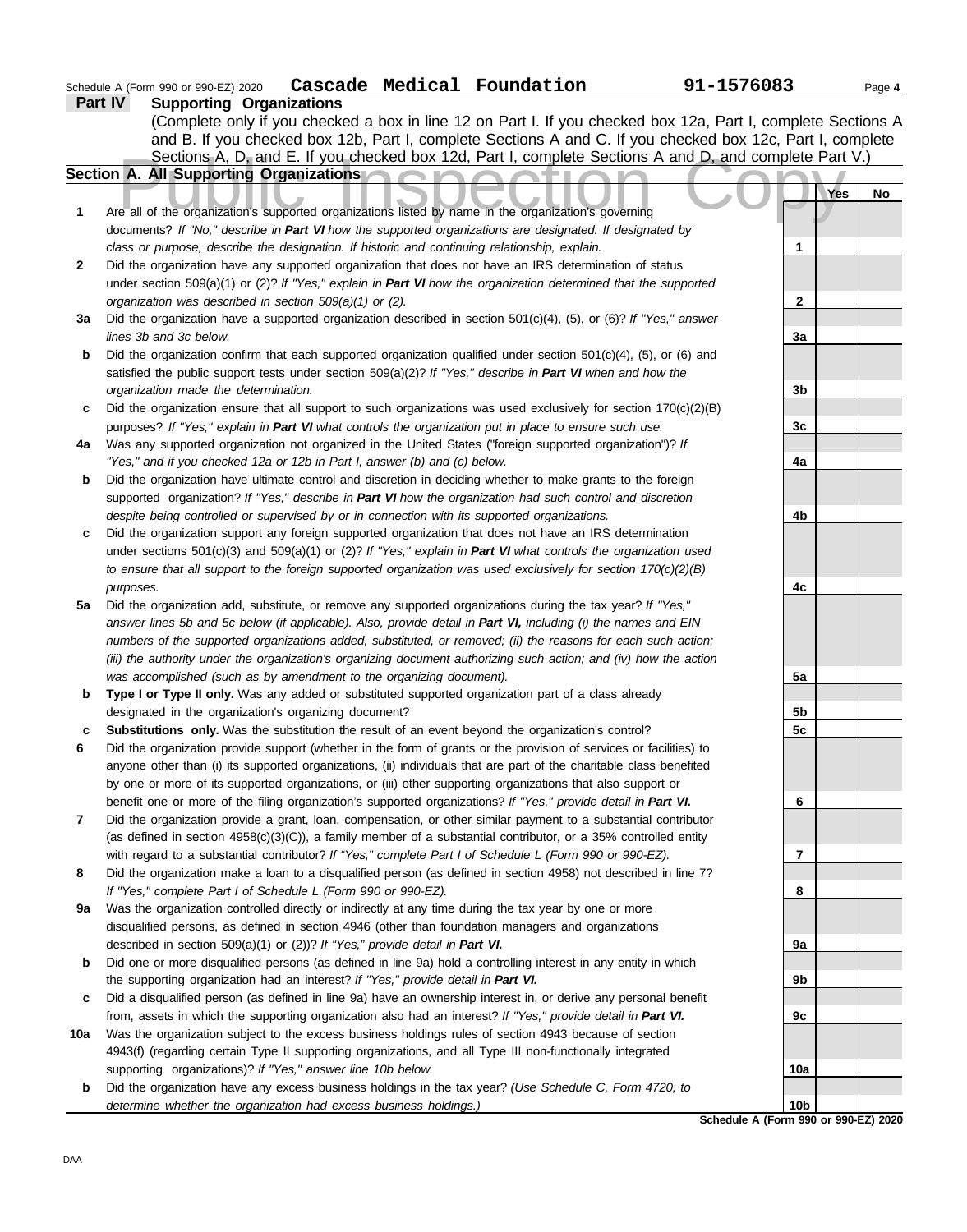Schedule A (Form 990 or 990-EZ) 2020 **Cascade Medical Foundation** **91-1576083**

## Part IV Supporting Organizations

(Complete only if you checked a box in line 12 on Part I. If you checked box 12a, Part I, complete Sections A and B. If you checked box 12b, Part I, complete Sections A and C. If you checked box 12c, Part I, complete Sections A, D, and E. If you checked box 12d, Part I, complete Sections A and D, and complete Part V.)

Public Inspection Copy

### Section A. All Supporting Organizations

| | | Line | Yes | No |
|---|---|---|---|---|
| **1** | Are all of the organization's supported organizations listed by name in the organization's governing documents? *If "No," describe in **Part VI** how the supported organizations are designated. If designated by class or purpose, describe the designation. If historic and continuing relationship, explain.* | 1 | | |
| **2** | Did the organization have any supported organization that does not have an IRS determination of status under section 509(a)(1) or (2)? *If "Yes," explain in **Part VI** how the organization determined that the supported organization was described in section 509(a)(1) or (2).* | 2 | | |
| **3a** | Did the organization have a supported organization described in section 501(c)(4), (5), or (6)? *If "Yes," answer lines 3b and 3c below.* | 3a | | |
| **b** | Did the organization confirm that each supported organization qualified under section 501(c)(4), (5), or (6) and satisfied the public support tests under section 509(a)(2)? *If "Yes," describe in **Part VI** when and how the organization made the determination.* | 3b | | |
| **c** | Did the organization ensure that all support to such organizations was used exclusively for section 170(c)(2)(B) purposes? *If "Yes," explain in **Part VI** what controls the organization put in place to ensure such use.* | 3c | | |
| **4a** | Was any supported organization not organized in the United States ("foreign supported organization")? *If "Yes," and if you checked 12a or 12b in Part I, answer (b) and (c) below.* | 4a | | |
| **b** | Did the organization have ultimate control and discretion in deciding whether to make grants to the foreign supported organization? *If "Yes," describe in **Part VI** how the organization had such control and discretion despite being controlled or supervised by or in connection with its supported organizations.* | 4b | | |
| **c** | Did the organization support any foreign supported organization that does not have an IRS determination under sections 501(c)(3) and 509(a)(1) or (2)? *If "Yes," explain in **Part VI** what controls the organization used to ensure that all support to the foreign supported organization was used exclusively for section 170(c)(2)(B) purposes.* | 4c | | |
| **5a** | Did the organization add, substitute, or remove any supported organizations during the tax year? *If "Yes," answer lines 5b and 5c below (if applicable). Also, provide detail in **Part VI,** including (i) the names and EIN numbers of the supported organizations added, substituted, or removed; (ii) the reasons for each such action; (iii) the authority under the organization's organizing document authorizing such action; and (iv) how the action was accomplished (such as by amendment to the organizing document).* | 5a | | |
| **b** | **Type I or Type II only.** Was any added or substituted supported organization part of a class already designated in the organization's organizing document? | 5b | | |
| **c** | **Substitutions only.** Was the substitution the result of an event beyond the organization's control? | 5c | | |
| **6** | Did the organization provide support (whether in the form of grants or the provision of services or facilities) to anyone other than (i) its supported organizations, (ii) individuals that are part of the charitable class benefited by one or more of its supported organizations, or (iii) other supporting organizations that also support or benefit one or more of the filing organization's supported organizations? *If "Yes," provide detail in **Part VI.*** | 6 | | |
| **7** | Did the organization provide a grant, loan, compensation, or other similar payment to a substantial contributor (as defined in section 4958(c)(3)(C)), a family member of a substantial contributor, or a 35% controlled entity with regard to a substantial contributor? *If "Yes," complete Part I of Schedule L (Form 990 or 990-EZ).* | 7 | | |
| **8** | Did the organization make a loan to a disqualified person (as defined in section 4958) not described in line 7? *If "Yes," complete Part I of Schedule L (Form 990 or 990-EZ).* | 8 | | |
| **9a** | Was the organization controlled directly or indirectly at any time during the tax year by one or more disqualified persons, as defined in section 4946 (other than foundation managers and organizations described in section 509(a)(1) or (2))? *If "Yes," provide detail in **Part VI.*** | 9a | | |
| **b** | Did one or more disqualified persons (as defined in line 9a) hold a controlling interest in any entity in which the supporting organization had an interest? *If "Yes," provide detail in **Part VI.*** | 9b | | |
| **c** | Did a disqualified person (as defined in line 9a) have an ownership interest in, or derive any personal benefit from, assets in which the supporting organization also had an interest? *If "Yes," provide detail in **Part VI.*** | 9c | | |
| **10a** | Was the organization subject to the excess business holdings rules of section 4943 because of section 4943(f) (regarding certain Type II supporting organizations, and all Type III non-functionally integrated supporting organizations)? *If "Yes," answer line 10b below.* | 10a | | |
| **b** | Did the organization have any excess business holdings in the tax year? *(Use Schedule C, Form 4720, to determine whether the organization had excess business holdings.)* | 10b | | |

**Schedule A (Form 990 or 990-EZ) 2020**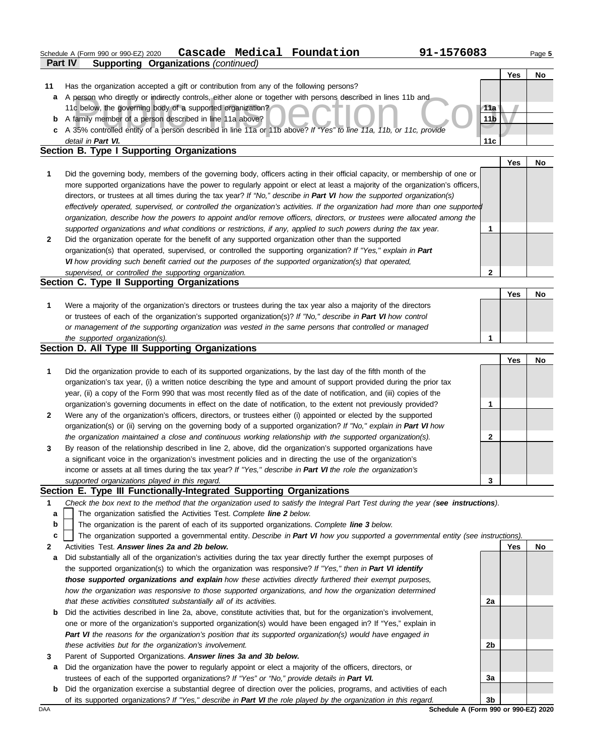Schedule A (Form 990 or 990-EZ) 2020 **Cascade Medical Foundation** **91-1576083**

**Part IV Supporting Organizations** *(continued)*

| | | | Yes | No |
|---|---|---|---|---|
| **11** | Has the organization accepted a gift or contribution from any of the following persons? | | | |
| **a** | A person who directly or indirectly controls, either alone or together with persons described in lines 11b and 11c below, the governing body of a supported organization? | 11a | | |
| **b** | A family member of a person described in line 11a above? | 11b | | |
| **c** | A 35% controlled entity of a person described in line 11a or 11b above? *If "Yes" to line 11a, 11b, or 11c, provide detail in* ***Part VI.*** | 11c | | |

## Section B. Type I Supporting Organizations

| | | | Yes | No |
|---|---|---|---|---|
| **1** | Did the governing body, members of the governing body, officers acting in their official capacity, or membership of one or more supported organizations have the power to regularly appoint or elect at least a majority of the organization's officers, directors, or trustees at all times during the tax year? *If "No," describe in* ***Part VI*** *how the supported organization(s) effectively operated, supervised, or controlled the organization's activities. If the organization had more than one supported organization, describe how the powers to appoint and/or remove officers, directors, or trustees were allocated among the supported organizations and what conditions or restrictions, if any, applied to such powers during the tax year.* | 1 | | |
| **2** | Did the organization operate for the benefit of any supported organization other than the supported organization(s) that operated, supervised, or controlled the supporting organization? *If "Yes," explain in* ***Part VI*** *how providing such benefit carried out the purposes of the supported organization(s) that operated, supervised, or controlled the supporting organization.* | 2 | | |

## Section C. Type II Supporting Organizations

| | | | Yes | No |
|---|---|---|---|---|
| **1** | Were a majority of the organization's directors or trustees during the tax year also a majority of the directors or trustees of each of the organization's supported organization(s)? *If "No," describe in* ***Part VI*** *how control or management of the supporting organization was vested in the same persons that controlled or managed the supported organization(s).* | 1 | | |

## Section D. All Type III Supporting Organizations

| | | | Yes | No |
|---|---|---|---|---|
| **1** | Did the organization provide to each of its supported organizations, by the last day of the fifth month of the organization's tax year, (i) a written notice describing the type and amount of support provided during the prior tax year, (ii) a copy of the Form 990 that was most recently filed as of the date of notification, and (iii) copies of the organization's governing documents in effect on the date of notification, to the extent not previously provided? | 1 | | |
| **2** | Were any of the organization's officers, directors, or trustees either (i) appointed or elected by the supported organization(s) or (ii) serving on the governing body of a supported organization? *If "No," explain in* ***Part VI*** *how the organization maintained a close and continuous working relationship with the supported organization(s).* | 2 | | |
| **3** | By reason of the relationship described in line 2, above, did the organization's supported organizations have a significant voice in the organization's investment policies and in directing the use of the organization's income or assets at all times during the tax year? *If "Yes," describe in* ***Part VI*** *the role the organization's supported organizations played in this regard.* | 3 | | |

## Section E. Type III Functionally-Integrated Supporting Organizations

**1** *Check the box next to the method that the organization used to satisfy the Integral Part Test during the year (****see instructions****).*

- **a** ☐ The organization satisfied the Activities Test. *Complete* ***line 2*** *below.*
- **b** ☐ The organization is the parent of each of its supported organizations. *Complete* ***line 3*** *below.*
- **c** ☐ The organization supported a governmental entity. *Describe in* ***Part VI*** *how you supported a governmental entity (see instructions).*

| | | | Yes | No |
|---|---|---|---|---|
| **2** | Activities Test. ***Answer lines 2a and 2b below.*** | | | |
| **a** | Did substantially all of the organization's activities during the tax year directly further the exempt purposes of the supported organization(s) to which the organization was responsive? *If "Yes," then in* ***Part VI identify those supported organizations and explain*** *how these activities directly furthered their exempt purposes, how the organization was responsive to those supported organizations, and how the organization determined that these activities constituted substantially all of its activities.* | 2a | | |
| **b** | Did the activities described in line 2a, above, constitute activities that, but for the organization's involvement, one or more of the organization's supported organization(s) would have been engaged in? If "Yes," explain in ***Part VI*** *the reasons for the organization's position that its supported organization(s) would have engaged in these activities but for the organization's involvement.* | 2b | | |
| **3** | Parent of Supported Organizations. ***Answer lines 3a and 3b below.*** | | | |
| **a** | Did the organization have the power to regularly appoint or elect a majority of the officers, directors, or trustees of each of the supported organizations? *If "Yes" or "No," provide details in* ***Part VI.*** | 3a | | |
| **b** | Did the organization exercise a substantial degree of direction over the policies, programs, and activities of each of its supported organizations? *If "Yes," describe in* ***Part VI*** *the role played by the organization in this regard.* | 3b | | |

**Schedule A (Form 990 or 990-EZ) 2020**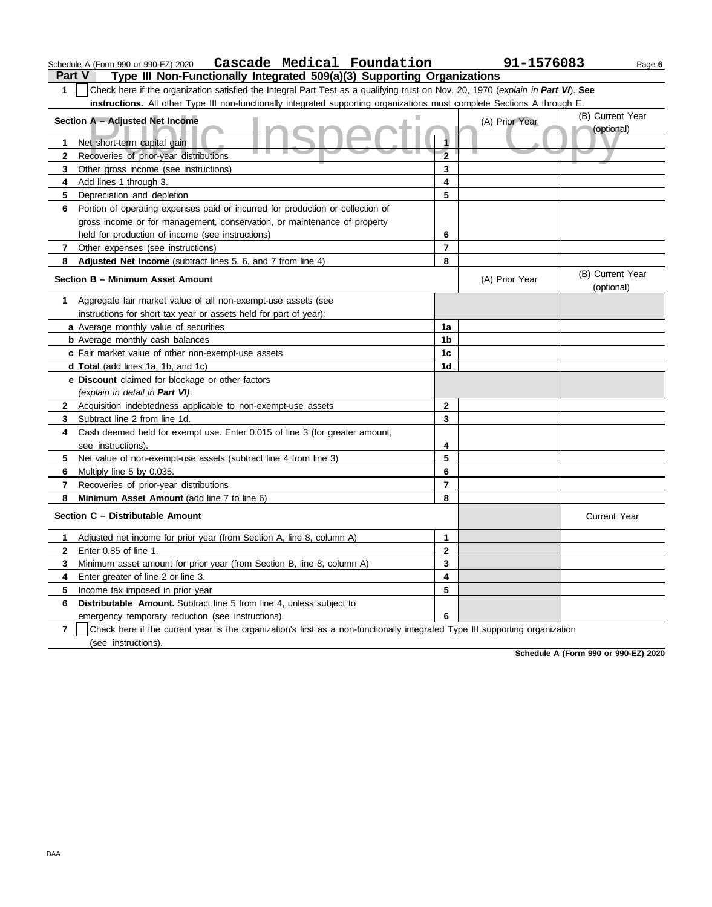Schedule A (Form 990 or 990-EZ) 2020 **Cascade Medical Foundation** **91-1576083** Page **6**

## Part V Type III Non-Functionally Integrated 509(a)(3) Supporting Organizations

**1** ☐ Check here if the organization satisfied the Integral Part Test as a qualifying trust on Nov. 20, 1970 (*explain in **Part VI***). **See instructions.** All other Type III non-functionally integrated supporting organizations must complete Sections A through E.

| **Section A – Adjusted Net Income** | | (A) Prior Year | (B) Current Year (optional) |
|---|---|---|---|
| **1** Net short-term capital gain | **1** | | |
| **2** Recoveries of prior-year distributions | **2** | | |
| **3** Other gross income (see instructions) | **3** | | |
| **4** Add lines 1 through 3. | **4** | | |
| **5** Depreciation and depletion | **5** | | |
| **6** Portion of operating expenses paid or incurred for production or collection of gross income or for management, conservation, or maintenance of property held for production of income (see instructions) | **6** | | |
| **7** Other expenses (see instructions) | **7** | | |
| **8** **Adjusted Net Income** (subtract lines 5, 6, and 7 from line 4) | **8** | | |

| **Section B – Minimum Asset Amount** | | (A) Prior Year | (B) Current Year (optional) |
|---|---|---|---|
| **1** Aggregate fair market value of all non-exempt-use assets (see instructions for short tax year or assets held for part of year): | | | |
| **a** Average monthly value of securities | **1a** | | |
| **b** Average monthly cash balances | **1b** | | |
| **c** Fair market value of other non-exempt-use assets | **1c** | | |
| **d** **Total** (add lines 1a, 1b, and 1c) | **1d** | | |
| **e** **Discount** claimed for blockage or other factors (*explain in detail in **Part VI***): | | | |
| **2** Acquisition indebtedness applicable to non-exempt-use assets | **2** | | |
| **3** Subtract line 2 from line 1d. | **3** | | |
| **4** Cash deemed held for exempt use. Enter 0.015 of line 3 (for greater amount, see instructions). | **4** | | |
| **5** Net value of non-exempt-use assets (subtract line 4 from line 3) | **5** | | |
| **6** Multiply line 5 by 0.035. | **6** | | |
| **7** Recoveries of prior-year distributions | **7** | | |
| **8** **Minimum Asset Amount** (add line 7 to line 6) | **8** | | |

| **Section C – Distributable Amount** | | | Current Year |
|---|---|---|---|
| **1** Adjusted net income for prior year (from Section A, line 8, column A) | **1** | | |
| **2** Enter 0.85 of line 1. | **2** | | |
| **3** Minimum asset amount for prior year (from Section B, line 8, column A) | **3** | | |
| **4** Enter greater of line 2 or line 3. | **4** | | |
| **5** Income tax imposed in prior year | **5** | | |
| **6** **Distributable Amount.** Subtract line 5 from line 4, unless subject to emergency temporary reduction (see instructions). | **6** | | |

**7** ☐ Check here if the current year is the organization's first as a non-functionally integrated Type III supporting organization (see instructions).

**Schedule A (Form 990 or 990-EZ) 2020**

DAA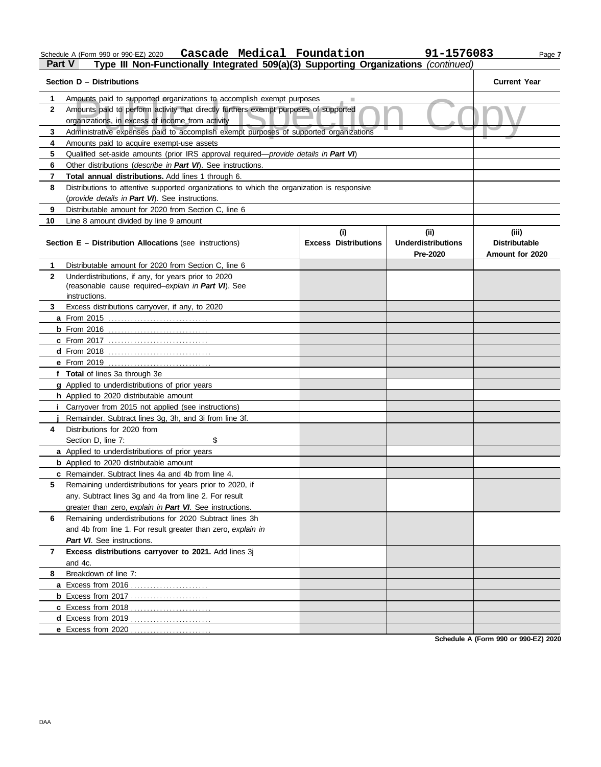Schedule A (Form 990 or 990-EZ) 2020 **Cascade Medical Foundation** **91-1576083**

## Part V Type III Non-Functionally Integrated 509(a)(3) Supporting Organizations *(continued)*

Public Inspection Copy

| | Section D – Distributions | Current Year |
|---|---|---|
| 1 | Amounts paid to supported organizations to accomplish exempt purposes | |
| 2 | Amounts paid to perform activity that directly furthers exempt purposes of supported organizations, in excess of income from activity | |
| 3 | Administrative expenses paid to accomplish exempt purposes of supported organizations | |
| 4 | Amounts paid to acquire exempt-use assets | |
| 5 | Qualified set-aside amounts (prior IRS approval required—*provide details in **Part VI***) | |
| 6 | Other distributions (*describe in **Part VI***). See instructions. | |
| 7 | **Total annual distributions.** Add lines 1 through 6. | |
| 8 | Distributions to attentive supported organizations to which the organization is responsive (*provide details in **Part VI***). See instructions. | |
| 9 | Distributable amount for 2020 from Section C, line 6 | |
| 10 | Line 8 amount divided by line 9 amount | |

| | Section E – Distribution Allocations (see instructions) | (i) Excess Distributions | (ii) Underdistributions Pre-2020 | (iii) Distributable Amount for 2020 |
|---|---|---|---|---|
| 1 | Distributable amount for 2020 from Section C, line 6 | | | |
| 2 | Underdistributions, if any, for years prior to 2020 (reasonable cause required–*explain in **Part VI***). See instructions. | | | |
| 3 | Excess distributions carryover, if any, to 2020 | | | |
| a | From 2015 | | | |
| b | From 2016 | | | |
| c | From 2017 | | | |
| d | From 2018 | | | |
| e | From 2019 | | | |
| f | **Total** of lines 3a through 3e | | | |
| g | Applied to underdistributions of prior years | | | |
| h | Applied to 2020 distributable amount | | | |
| i | Carryover from 2015 not applied (see instructions) | | | |
| j | Remainder. Subtract lines 3g, 3h, and 3i from line 3f. | | | |
| 4 | Distributions for 2020 from Section D, line 7: $ | | | |
| a | Applied to underdistributions of prior years | | | |
| b | Applied to 2020 distributable amount | | | |
| c | Remainder. Subtract lines 4a and 4b from line 4. | | | |
| 5 | Remaining underdistributions for years prior to 2020, if any. Subtract lines 3g and 4a from line 2. For result greater than zero, *explain in **Part VI***. See instructions. | | | |
| 6 | Remaining underdistributions for 2020 Subtract lines 3h and 4b from line 1. For result greater than zero, *explain in **Part VI***. See instructions. | | | |
| 7 | **Excess distributions carryover to 2021.** Add lines 3j and 4c. | | | |
| 8 | Breakdown of line 7: | | | |
| a | Excess from 2016 | | | |
| b | Excess from 2017 | | | |
| c | Excess from 2018 | | | |
| d | Excess from 2019 | | | |
| e | Excess from 2020 | | | |

**Schedule A (Form 990 or 990-EZ) 2020**

DAA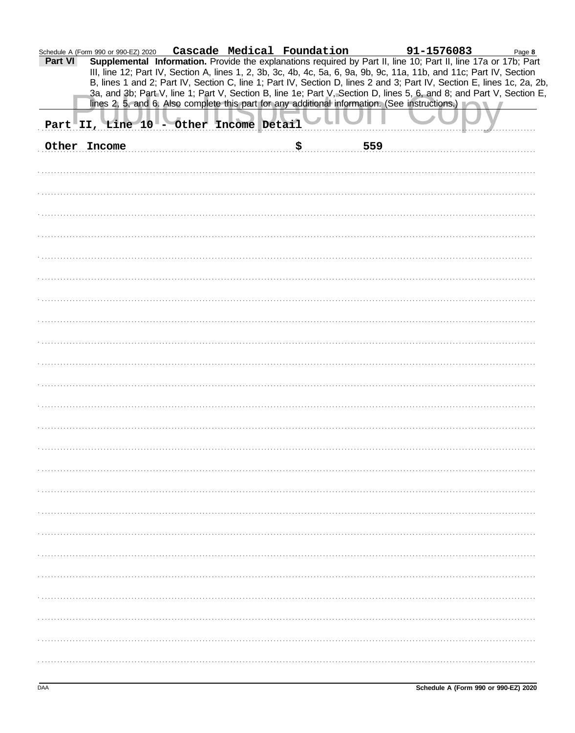Schedule A (Form 990 or 990-EZ) 2020 **Cascade Medical Foundation** **91-1576083** Page **8**

**Part VI** **Supplemental Information.** Provide the explanations required by Part II, line 10; Part II, line 17a or 17b; Part III, line 12; Part IV, Section A, lines 1, 2, 3b, 3c, 4b, 4c, 5a, 6, 9a, 9b, 9c, 11a, 11b, and 11c; Part IV, Section B, lines 1 and 2; Part IV, Section C, line 1; Part IV, Section D, lines 2 and 3; Part IV, Section E, lines 1c, 2a, 2b, 3a, and 3b; Part V, line 1; Part V, Section B, line 1e; Part V, Section D, lines 5, 6, and 8; and Part V, Section E, lines 2, 5, and 6. Also complete this part for any additional information. (See instructions.)

Part II, Line 10 - Other Income Detail

Other Income $ 559

DAA **Schedule A (Form 990 or 990-EZ) 2020**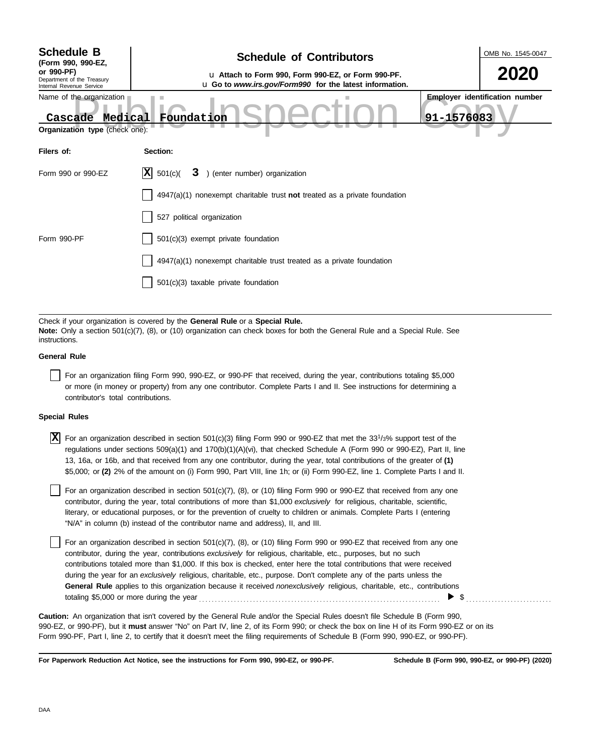**Schedule B**
**(Form 990, 990-EZ, or 990-PF)**
Department of the Treasury
Internal Revenue Service

# Schedule of Contributors

u **Attach to Form 990, Form 990-EZ, or Form 990-PF.**
u **Go to *www.irs.gov/Form990* for the latest information.**

OMB No. 1545-0047

**2020**

Public Inspection Copy

| Name of the organization | Employer identification number |
|---|---|
| Cascade Medical Foundation | 91-1576083 |

**Organization type** (check one):

| Filers of: | Section: |
|---|---|
| Form 990 or 990-EZ | [X] 501(c)( **3** ) (enter number) organization |
| | [ ] 4947(a)(1) nonexempt charitable trust **not** treated as a private foundation |
| | [ ] 527 political organization |
| Form 990-PF | [ ] 501(c)(3) exempt private foundation |
| | [ ] 4947(a)(1) nonexempt charitable trust treated as a private foundation |
| | [ ] 501(c)(3) taxable private foundation |

Check if your organization is covered by the **General Rule** or a **Special Rule.**
**Note:** Only a section 501(c)(7), (8), or (10) organization can check boxes for both the General Rule and a Special Rule. See instructions.

**General Rule**

[ ] For an organization filing Form 990, 990-EZ, or 990-PF that received, during the year, contributions totaling $5,000 or more (in money or property) from any one contributor. Complete Parts I and II. See instructions for determining a contributor's total contributions.

**Special Rules**

[X] For an organization described in section 501(c)(3) filing Form 990 or 990-EZ that met the 33 1/3% support test of the regulations under sections 509(a)(1) and 170(b)(1)(A)(vi), that checked Schedule A (Form 990 or 990-EZ), Part II, line 13, 16a, or 16b, and that received from any one contributor, during the year, total contributions of the greater of **(1)** $5,000; or **(2)** 2% of the amount on (i) Form 990, Part VIII, line 1h; or (ii) Form 990-EZ, line 1. Complete Parts I and II.

[ ] For an organization described in section 501(c)(7), (8), or (10) filing Form 990 or 990-EZ that received from any one contributor, during the year, total contributions of more than $1,000 *exclusively* for religious, charitable, scientific, literary, or educational purposes, or for the prevention of cruelty to children or animals. Complete Parts I (entering "N/A" in column (b) instead of the contributor name and address), II, and III.

[ ] For an organization described in section 501(c)(7), (8), or (10) filing Form 990 or 990-EZ that received from any one contributor, during the year, contributions *exclusively* for religious, charitable, etc., purposes, but no such contributions totaled more than $1,000. If this box is checked, enter here the total contributions that were received during the year for an *exclusively* religious, charitable, etc., purpose. Don't complete any of the parts unless the **General Rule** applies to this organization because it received *nonexclusively* religious, charitable, etc., contributions totaling $5,000 or more during the year . . . . . . . . . . ▶ $ . . . . . . . . . .

**Caution:** An organization that isn't covered by the General Rule and/or the Special Rules doesn't file Schedule B (Form 990, 990-EZ, or 990-PF), but it **must** answer "No" on Part IV, line 2, of its Form 990; or check the box on line H of its Form 990-EZ or on its Form 990-PF, Part I, line 2, to certify that it doesn't meet the filing requirements of Schedule B (Form 990, 990-EZ, or 990-PF).

**For Paperwork Reduction Act Notice, see the instructions for Form 990, 990-EZ, or 990-PF.** **Schedule B (Form 990, 990-EZ, or 990-PF) (2020)**

DAA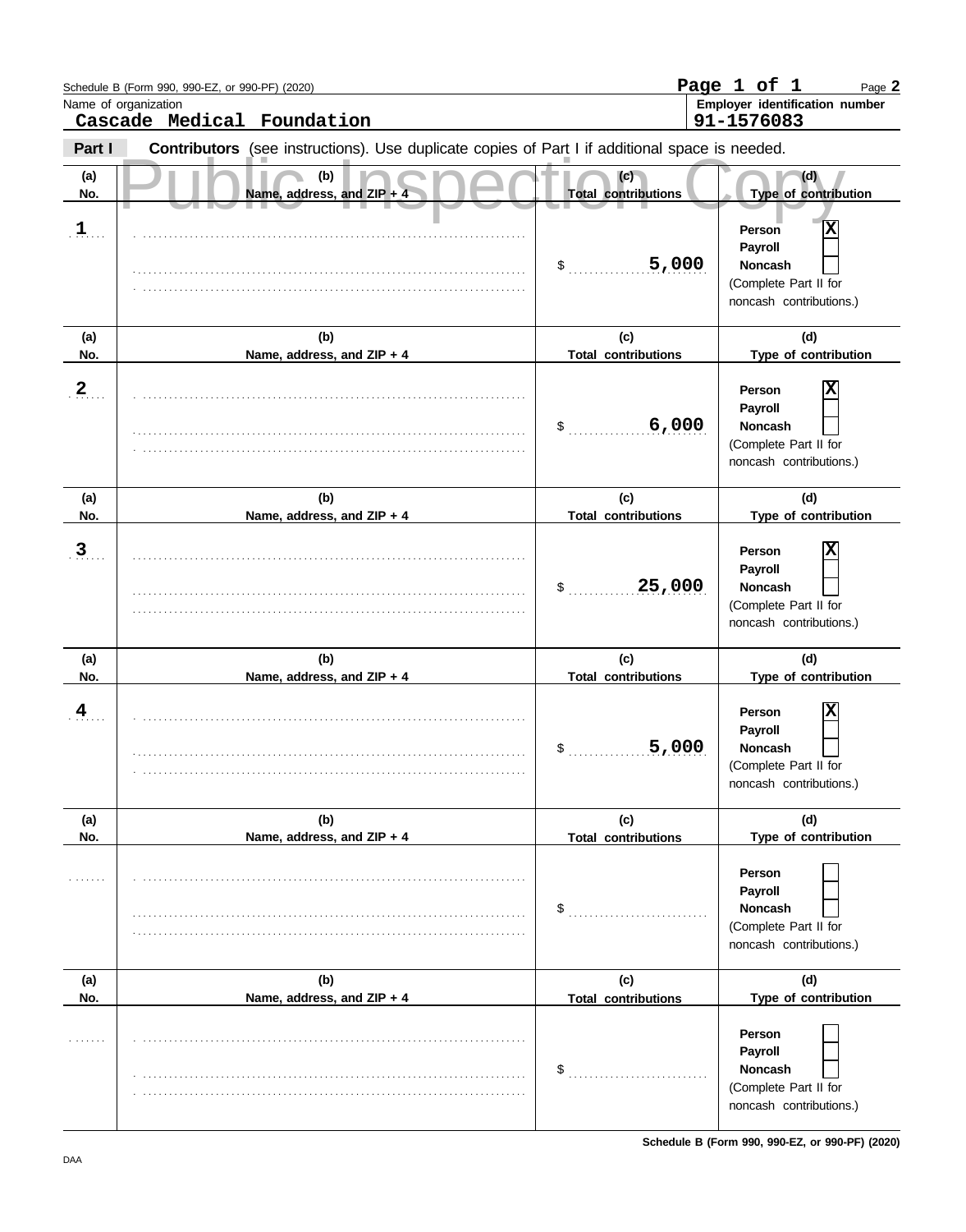Schedule B (Form 990, 990-EZ, or 990-PF) (2020)

Page 1 of 1

Name of organization: **Cascade Medical Foundation**

Employer identification number: **91-1576083**

**Part I** **Contributors** (see instructions). Use duplicate copies of Part I if additional space is needed.

Public Inspection Copy

| (a) No. | (b) Name, address, and ZIP + 4 | (c) Total contributions | (d) Type of contribution |
|---|---|---|---|
| 1 | | $ 5,000 | Person [X] Payroll [ ] Noncash [ ] (Complete Part II for noncash contributions.) |
| 2 | | $ 6,000 | Person [X] Payroll [ ] Noncash [ ] (Complete Part II for noncash contributions.) |
| 3 | | $ 25,000 | Person [X] Payroll [ ] Noncash [ ] (Complete Part II for noncash contributions.) |
| 4 | | $ 5,000 | Person [X] Payroll [ ] Noncash [ ] (Complete Part II for noncash contributions.) |
| | | $ | Person [ ] Payroll [ ] Noncash [ ] (Complete Part II for noncash contributions.) |
| | | $ | Person [ ] Payroll [ ] Noncash [ ] (Complete Part II for noncash contributions.) |

DAA

Schedule B (Form 990, 990-EZ, or 990-PF) (2020)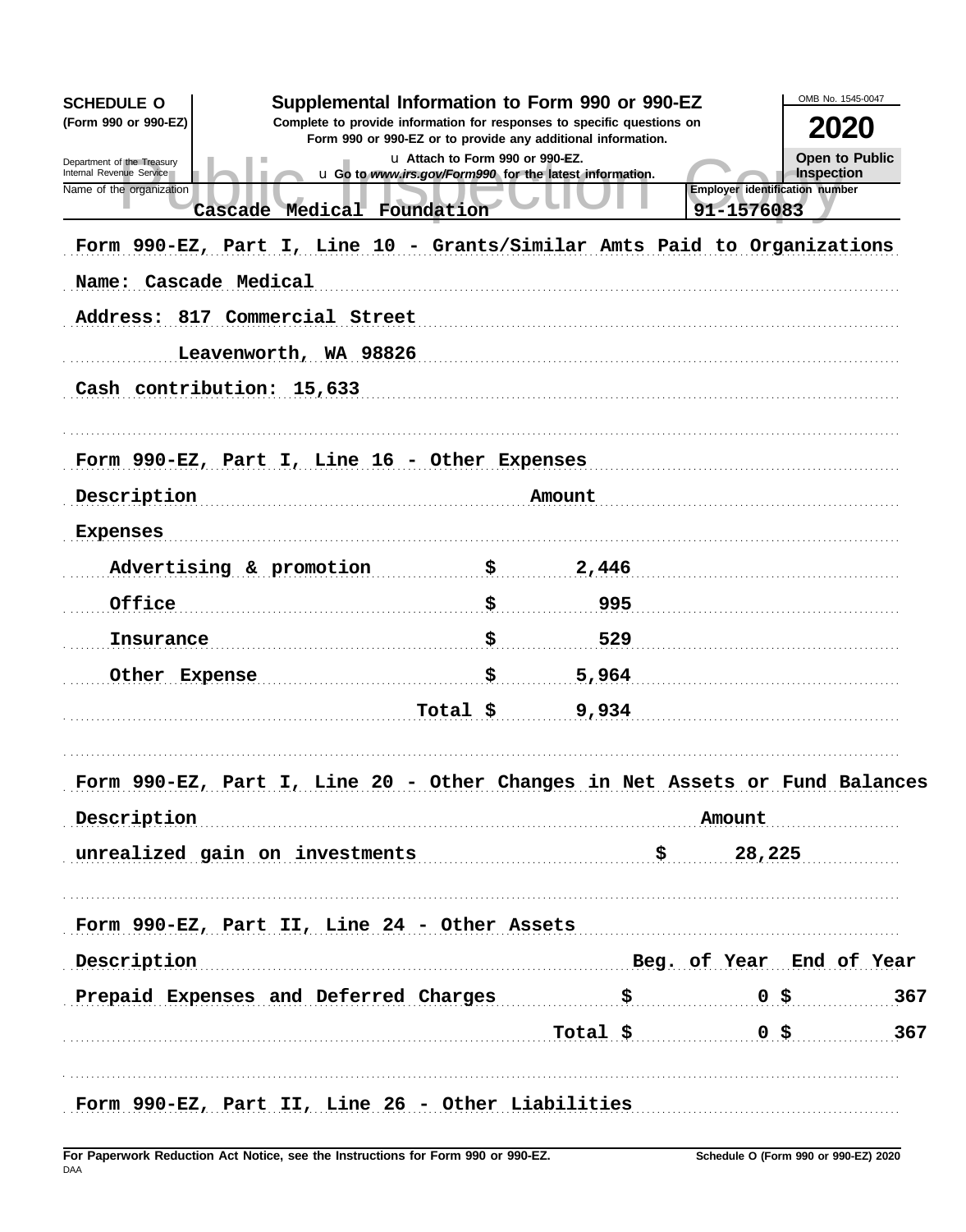**SCHEDULE O** (Form 990 or 990-EZ)

Department of the Treasury
Internal Revenue Service

# Supplemental Information to Form 990 or 990-EZ

**Complete to provide information for responses to specific questions on Form 990 or 990-EZ or to provide any additional information.**

u Attach to Form 990 or 990-EZ.

u Go to *www.irs.gov/Form990* for the latest information.

OMB No. 1545-0047

**2020**

**Open to Public Inspection**

Public Inspection Copy

| Name of the organization | Employer identification number |
|---|---|
| Cascade Medical Foundation | 91-1576083 |

Form 990-EZ, Part I, Line 10 - Grants/Similar Amts Paid to Organizations

Name: Cascade Medical

Address: 817 Commercial Street

Leavenworth, WA 98826

Cash contribution: 15,633

Form 990-EZ, Part I, Line 16 - Other Expenses

| Description | | Amount |
|---|---|---|
| Expenses | | |
| Advertising & promotion | $ | 2,446 |
| Office | $ | 995 |
| Insurance | $ | 529 |
| Other Expense | $ | 5,964 |
| Total | $ | 9,934 |

Form 990-EZ, Part I, Line 20 - Other Changes in Net Assets or Fund Balances

| Description | | Amount |
|---|---|---|
| unrealized gain on investments | $ | 28,225 |

Form 990-EZ, Part II, Line 24 - Other Assets

| Description | | Beg. of Year | | End of Year |
|---|---|---|---|---|
| Prepaid Expenses and Deferred Charges | $ | 0 | $ | 367 |
| Total | $ | 0 | $ | 367 |

Form 990-EZ, Part II, Line 26 - Other Liabilities

**For Paperwork Reduction Act Notice, see the Instructions for Form 990 or 990-EZ.**

DAA

**Schedule O (Form 990 or 990-EZ) 2020**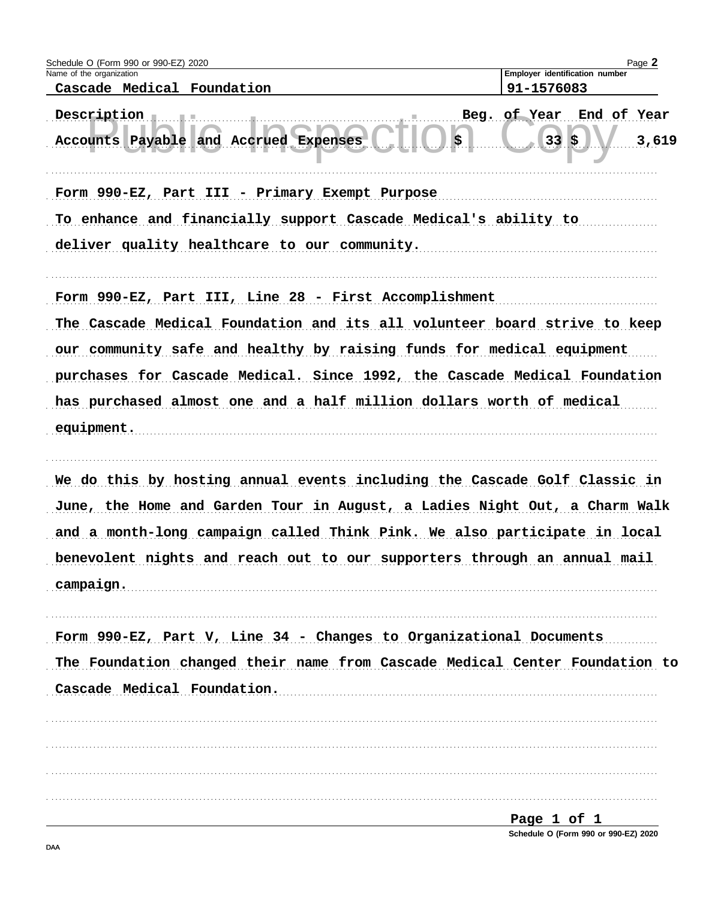Schedule O (Form 990 or 990-EZ) 2020

| Name of the organization | Employer identification number |
|---|---|
| Cascade Medical Foundation | 91-1576083 |

| Description | Beg. of Year | End of Year |
|---|---|---|
| Accounts Payable and Accrued Expenses | $ 33 | $ 3,619 |

Form 990-EZ, Part III - Primary Exempt Purpose

To enhance and financially support Cascade Medical's ability to deliver quality healthcare to our community.

Form 990-EZ, Part III, Line 28 - First Accomplishment

The Cascade Medical Foundation and its all volunteer board strive to keep our community safe and healthy by raising funds for medical equipment purchases for Cascade Medical. Since 1992, the Cascade Medical Foundation has purchased almost one and a half million dollars worth of medical equipment.

We do this by hosting annual events including the Cascade Golf Classic in June, the Home and Garden Tour in August, a Ladies Night Out, a Charm Walk and a month-long campaign called Think Pink. We also participate in local benevolent nights and reach out to our supporters through an annual mail campaign.

Form 990-EZ, Part V, Line 34 - Changes to Organizational Documents

The Foundation changed their name from Cascade Medical Center Foundation to Cascade Medical Foundation.

Schedule O (Form 990 or 990-EZ) 2020

DAA